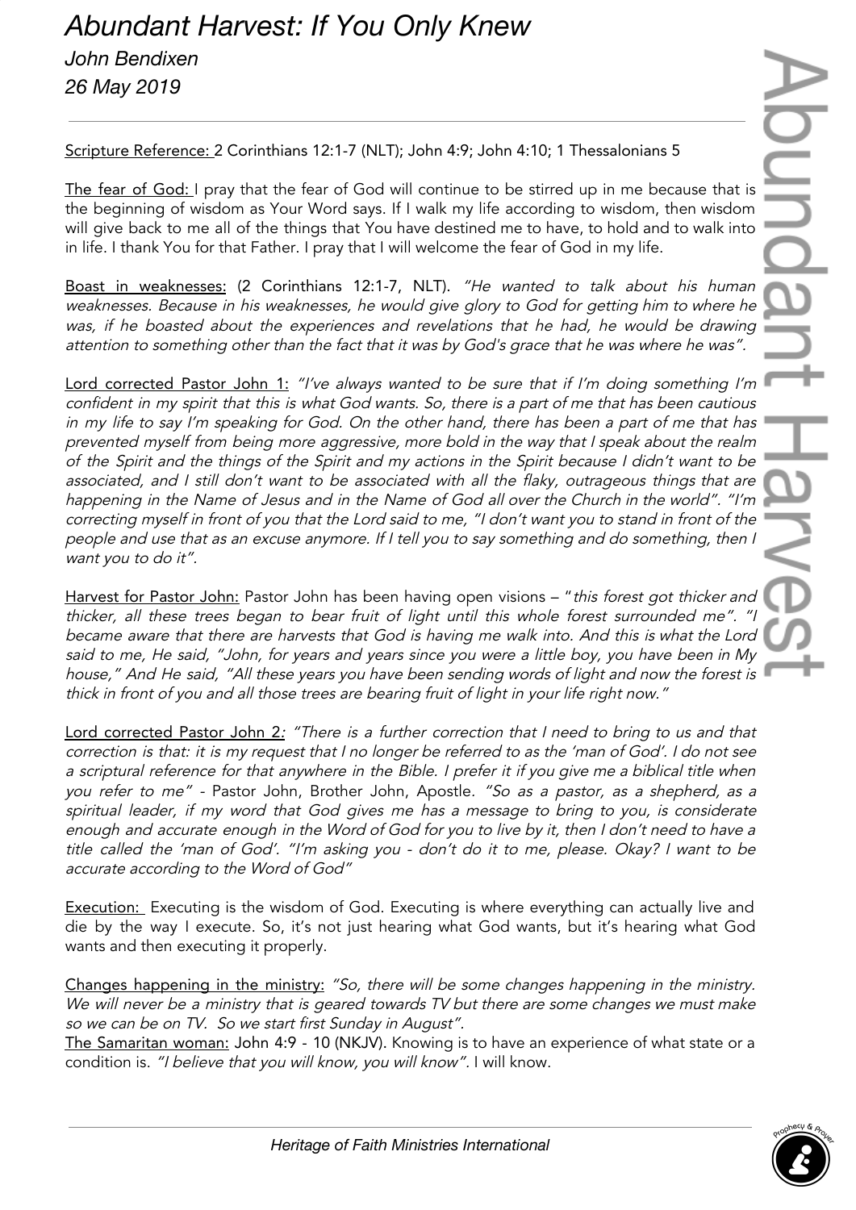# Abundant Harvest: If You Only Knew

*John Bendixen*

*26 May 2019*

---

Scripture Reference: 2 Corinthians 12:1-7 (NLT); John 4:9; John 4:10; 1 Thessalonians 5

The fear of God: I pray that the fear of God will continue to be stirred up in me because that is the beginning of wisdom as Your Word says. If I walk my life according to wisdom, then wisdom will give back to me all of the things that You have destined me to have, to hold and to walk into in life. I thank You for that Father. I pray that I will welcome the fear of God in my life.

Boast in weaknesses: (2 Corinthians 12:1-7, NLT). *"He wanted to talk about his human weaknesses. Because in his weaknesses, he would give glory to God for getting him to where he was, if he boasted about the experiences and revelations that he had, he would be drawing attention to something other than the fact that it was by God's grace that he was where he was".*

Lord corrected Pastor John 1: *"I've always wanted to be sure that if I'm doing something I'm confident in my spirit that this is what God wants. So, there is a part of me that has been cautious in my life to say I'm speaking for God. On the other hand, there has been a part of me that has prevented myself from being more aggressive, more bold in the way that I speak about the realm of the Spirit and the things of the Spirit and my actions in the Spirit because I didn't want to be associated, and I still don't want to be associated with all the flaky, outrageous things that are happening in the Name of Jesus and in the Name of God all over the Church in the world". "I'm correcting myself in front of you that the Lord said to me, "I don't want you to stand in front of the people and use that as an excuse anymore. If I tell you to say something and do something, then I want you to do it".*

Harvest for Pastor John: Pastor John has been having open visions – "*this forest got thicker and thicker, all these trees began to bear fruit of light until this whole forest surrounded me". "I became aware that there are harvests that God is having me walk into. And this is what the Lord said to me, He said, "John, for years and years since you were a little boy, you have been in My house," And He said, "All these years you have been sending words of light and now the forest is thick in front of you and all those trees are bearing fruit of light in your life right now."*

Lord corrected Pastor John 2: *"There is a further correction that I need to bring to us and that correction is that: it is my request that I no longer be referred to as the 'man of God'. I do not see a scriptural reference for that anywhere in the Bible. I prefer it if you give me a biblical title when you refer to me"* - Pastor John, Brother John, Apostle. *"So as a pastor, as a shepherd, as a spiritual leader, if my word that God gives me has a message to bring to you, is considerate enough and accurate enough in the Word of God for you to live by it, then I don't need to have a title called the 'man of God'. "I'm asking you - don't do it to me, please. Okay? I want to be accurate according to the Word of God"*

Execution: Executing is the wisdom of God. Executing is where everything can actually live and die by the way I execute. So, it's not just hearing what God wants, but it's hearing what God wants and then executing it properly.

Changes happening in the ministry: *"So, there will be some changes happening in the ministry. We will never be a ministry that is geared towards TV but there are some changes we must make so we can be on TV. So we start first Sunday in August".*

The Samaritan woman: John 4:9 - 10 (NKJV). Knowing is to have an experience of what state or a condition is. *"I believe that you will know, you will know".* I will know.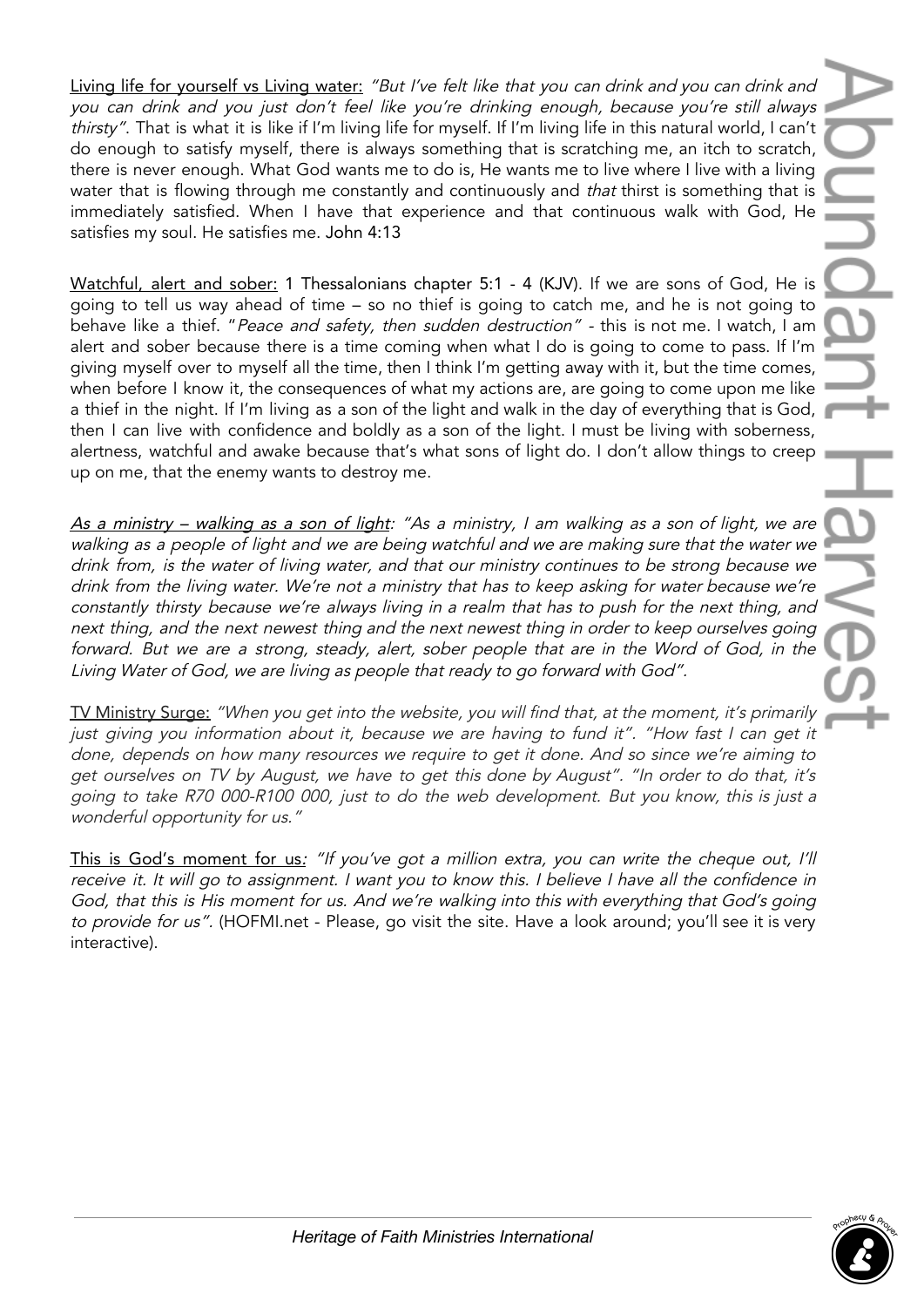<u>Living life for yourself vs Living water:</u> *"But I've felt like that you can drink and you can drink and you can drink and you just don't feel like you're drinking enough, because you're still always thirsty"*. That is what it is like if I'm living life for myself. If I'm living life in this natural world, I can't do enough to satisfy myself, there is always something that is scratching me, an itch to scratch, there is never enough. What God wants me to do is, He wants me to live where I live with a living water that is flowing through me constantly and continuously and *that* thirst is something that is immediately satisfied. When I have that experience and that continuous walk with God, He satisfies my soul. He satisfies me. John 4:13

<u>Watchful, alert and sober:</u> 1 Thessalonians chapter 5:1 - 4 (KJV). If we are sons of God, He is going to tell us way ahead of time – so no thief is going to catch me, and he is not going to behave like a thief. "*Peace and safety, then sudden destruction"* - this is not me. I watch, I am alert and sober because there is a time coming when what I do is going to come to pass. If I'm giving myself over to myself all the time, then I think I'm getting away with it, but the time comes, when before I know it, the consequences of what my actions are, are going to come upon me like a thief in the night. If I'm living as a son of the light and walk in the day of everything that is God, then I can live with confidence and boldly as a son of the light. I must be living with soberness, alertness, watchful and awake because that's what sons of light do. I don't allow things to creep up on me, that the enemy wants to destroy me.

*<u>As a ministry – walking as a son of light</u>: "As a ministry, I am walking as a son of light, we are walking as a people of light and we are being watchful and we are making sure that the water we drink from, is the water of living water, and that our ministry continues to be strong because we drink from the living water. We're not a ministry that has to keep asking for water because we're constantly thirsty because we're always living in a realm that has to push for the next thing, and next thing, and the next newest thing and the next newest thing in order to keep ourselves going forward. But we are a strong, steady, alert, sober people that are in the Word of God, in the Living Water of God, we are living as people that ready to go forward with God".*

<u>TV Ministry Surge:</u> *"When you get into the website, you will find that, at the moment, it's primarily just giving you information about it, because we are having to fund it". "How fast I can get it done, depends on how many resources we require to get it done. And so since we're aiming to get ourselves on TV by August, we have to get this done by August". "In order to do that, it's going to take R70 000-R100 000, just to do the web development. But you know, this is just a wonderful opportunity for us."*

<u>This is God's moment for us</u>*: "If you've got a million extra, you can write the cheque out, I'll receive it. It will go to assignment. I want you to know this. I believe I have all the confidence in God, that this is His moment for us. And we're walking into this with everything that God's going to provide for us"*. (HOFMI.net - Please, go visit the site. Have a look around; you'll see it is very interactive).